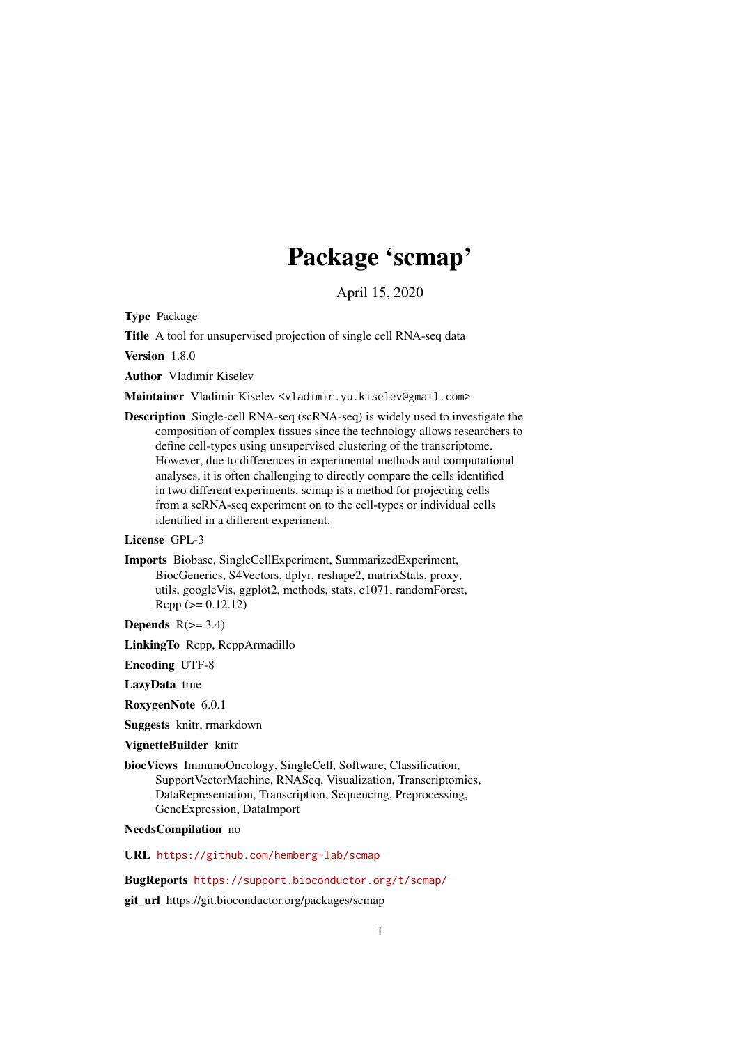# Package 'scmap'

April 15, 2020

**Type** Package

**Title** A tool for unsupervised projection of single cell RNA-seq data

**Version** 1.8.0

**Author** Vladimir Kiselev

**Maintainer** Vladimir Kiselev <vladimir.yu.kiselev@gmail.com>

**Description** Single-cell RNA-seq (scRNA-seq) is widely used to investigate the composition of complex tissues since the technology allows researchers to define cell-types using unsupervised clustering of the transcriptome. However, due to differences in experimental methods and computational analyses, it is often challenging to directly compare the cells identified in two different experiments. scmap is a method for projecting cells from a scRNA-seq experiment on to the cell-types or individual cells identified in a different experiment.

**License** GPL-3

**Imports** Biobase, SingleCellExperiment, SummarizedExperiment, BiocGenerics, S4Vectors, dplyr, reshape2, matrixStats, proxy, utils, googleVis, ggplot2, methods, stats, e1071, randomForest, Rcpp (>= 0.12.12)

**Depends** R(>= 3.4)

**LinkingTo** Rcpp, RcppArmadillo

**Encoding** UTF-8

**LazyData** true

**RoxygenNote** 6.0.1

**Suggests** knitr, rmarkdown

**VignetteBuilder** knitr

**biocViews** ImmunoOncology, SingleCell, Software, Classification, SupportVectorMachine, RNASeq, Visualization, Transcriptomics, DataRepresentation, Transcription, Sequencing, Preprocessing, GeneExpression, DataImport

**NeedsCompilation** no

**URL** https://github.com/hemberg-lab/scmap

**BugReports** https://support.bioconductor.org/t/scmap/

**git_url** https://git.bioconductor.org/packages/scmap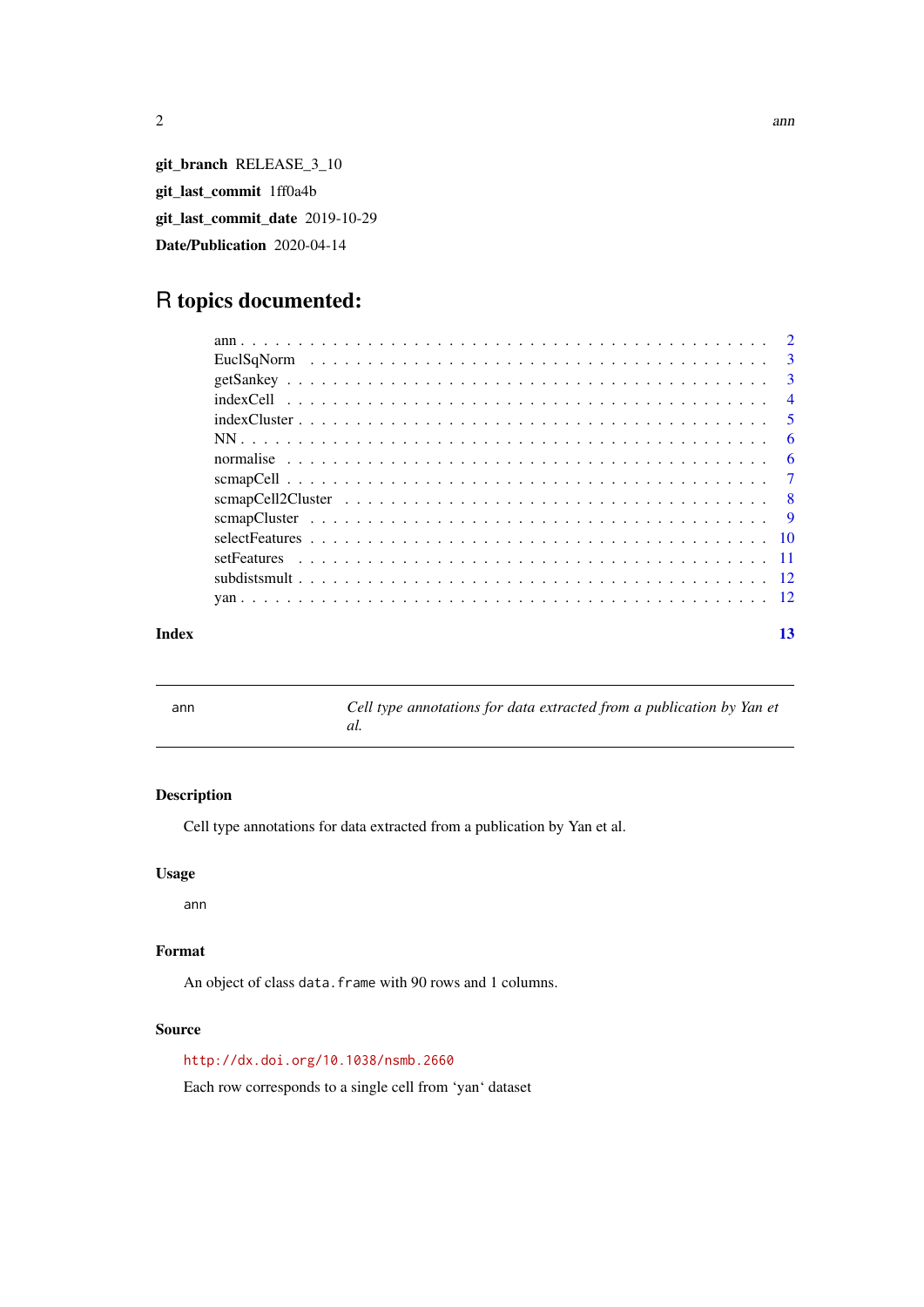**git_branch** RELEASE_3_10

**git_last_commit** 1ff0a4b

**git_last_commit_date** 2019-10-29

**Date/Publication** 2020-04-14

# R topics documented:

| | |
|---|---|
| ann | 2 |
| EuclSqNorm | 3 |
| getSankey | 3 |
| indexCell | 4 |
| indexCluster | 5 |
| NN | 6 |
| normalise | 6 |
| scmapCell | 7 |
| scmapCell2Cluster | 8 |
| scmapCluster | 9 |
| selectFeatures | 10 |
| setFeatures | 11 |
| subdistsmult | 12 |
| yan | 12 |
| **Index** | **13** |

---

`ann` *Cell type annotations for data extracted from a publication by Yan et al.*

---

### Description

Cell type annotations for data extracted from a publication by Yan et al.

### Usage

```
ann
```

### Format

An object of class `data.frame` with 90 rows and 1 columns.

### Source

http://dx.doi.org/10.1038/nsmb.2660

Each row corresponds to a single cell from 'yan' dataset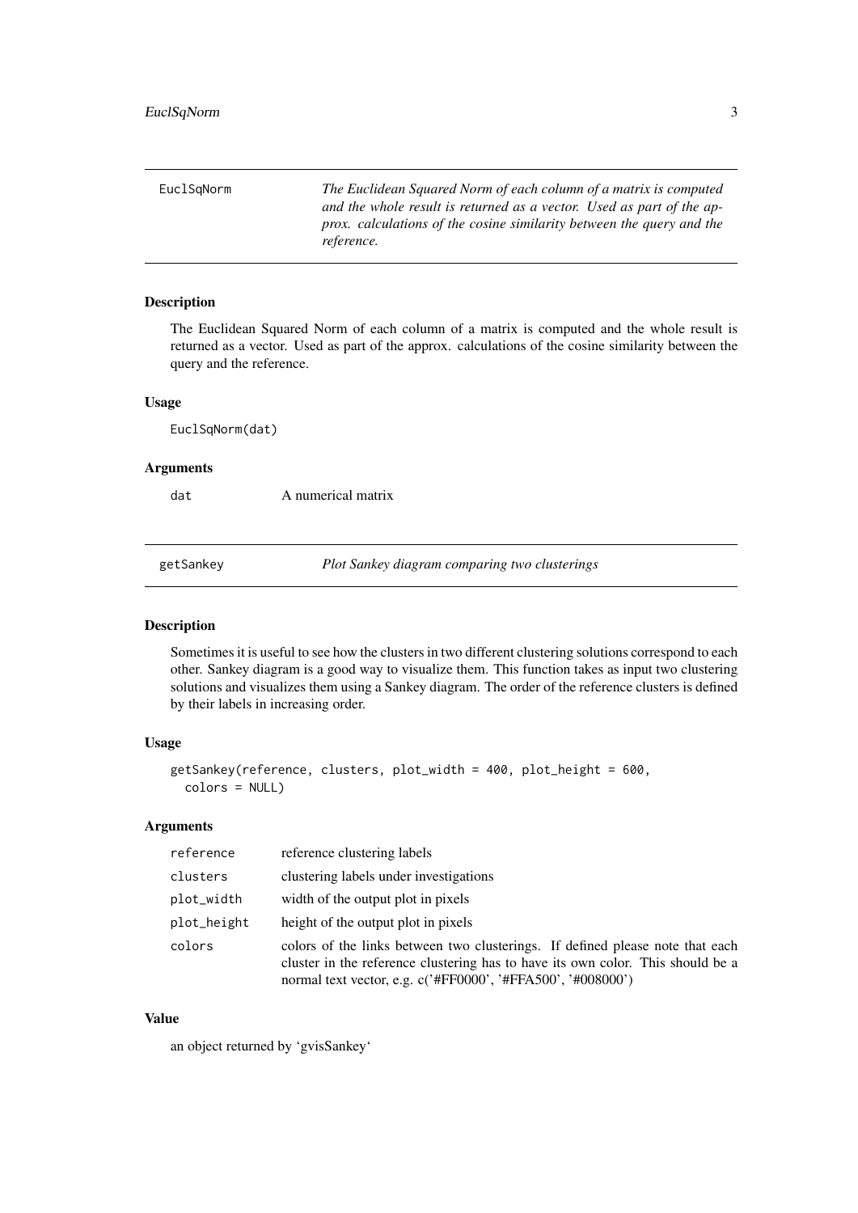## EuclSqNorm

*The Euclidean Squared Norm of each column of a matrix is computed and the whole result is returned as a vector. Used as part of the approx. calculations of the cosine similarity between the query and the reference.*

### Description

The Euclidean Squared Norm of each column of a matrix is computed and the whole result is returned as a vector. Used as part of the approx. calculations of the cosine similarity between the query and the reference.

### Usage

```
EuclSqNorm(dat)
```

### Arguments

| | |
|---|---|
| `dat` | A numerical matrix |

## getSankey

*Plot Sankey diagram comparing two clusterings*

### Description

Sometimes it is useful to see how the clusters in two different clustering solutions correspond to each other. Sankey diagram is a good way to visualize them. This function takes as input two clustering solutions and visualizes them using a Sankey diagram. The order of the reference clusters is defined by their labels in increasing order.

### Usage

```
getSankey(reference, clusters, plot_width = 400, plot_height = 600,
  colors = NULL)
```

### Arguments

| | |
|---|---|
| `reference` | reference clustering labels |
| `clusters` | clustering labels under investigations |
| `plot_width` | width of the output plot in pixels |
| `plot_height` | height of the output plot in pixels |
| `colors` | colors of the links between two clusterings. If defined please note that each cluster in the reference clustering has to have its own color. This should be a normal text vector, e.g. c('#FF0000', '#FFA500', '#008000') |

### Value

an object returned by 'gvisSankey'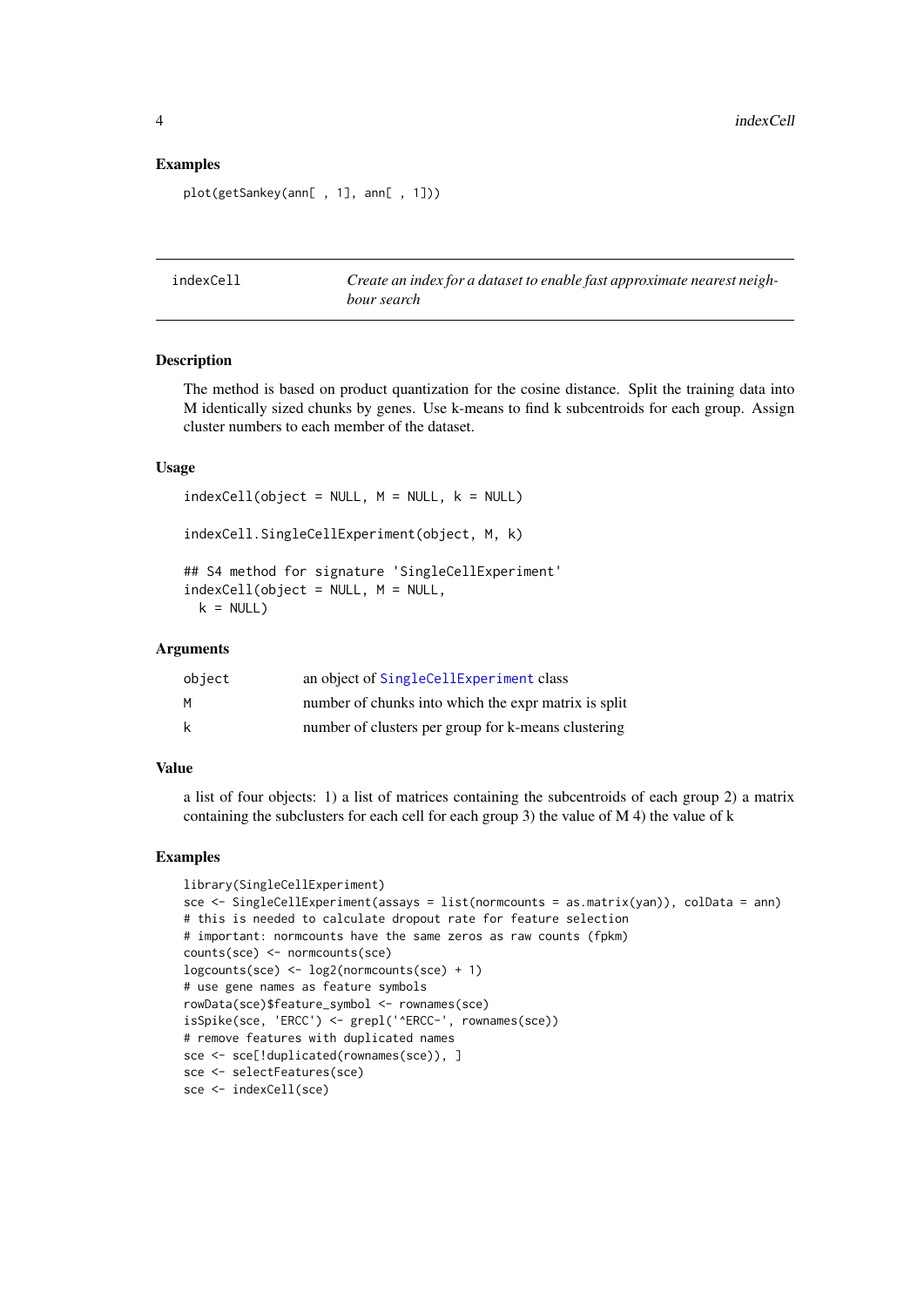### Examples

```
plot(getSankey(ann[ , 1], ann[ , 1]))
```

---

## indexCell — *Create an index for a dataset to enable fast approximate nearest neighbour search*

---

### Description

The method is based on product quantization for the cosine distance. Split the training data into M identically sized chunks by genes. Use k-means to find k subcentroids for each group. Assign cluster numbers to each member of the dataset.

### Usage

```
indexCell(object = NULL, M = NULL, k = NULL)

indexCell.SingleCellExperiment(object, M, k)

## S4 method for signature 'SingleCellExperiment'
indexCell(object = NULL, M = NULL,
  k = NULL)
```

### Arguments

| | |
|---|---|
| object | an object of SingleCellExperiment class |
| M | number of chunks into which the expr matrix is split |
| k | number of clusters per group for k-means clustering |

### Value

a list of four objects: 1) a list of matrices containing the subcentroids of each group 2) a matrix containing the subclusters for each cell for each group 3) the value of M 4) the value of k

### Examples

```
library(SingleCellExperiment)
sce <- SingleCellExperiment(assays = list(normcounts = as.matrix(yan)), colData = ann)
# this is needed to calculate dropout rate for feature selection
# important: normcounts have the same zeros as raw counts (fpkm)
counts(sce) <- normcounts(sce)
logcounts(sce) <- log2(normcounts(sce) + 1)
# use gene names as feature symbols
rowData(sce)$feature_symbol <- rownames(sce)
isSpike(sce, 'ERCC') <- grepl('^ERCC-', rownames(sce))
# remove features with duplicated names
sce <- sce[!duplicated(rownames(sce)), ]
sce <- selectFeatures(sce)
sce <- indexCell(sce)
```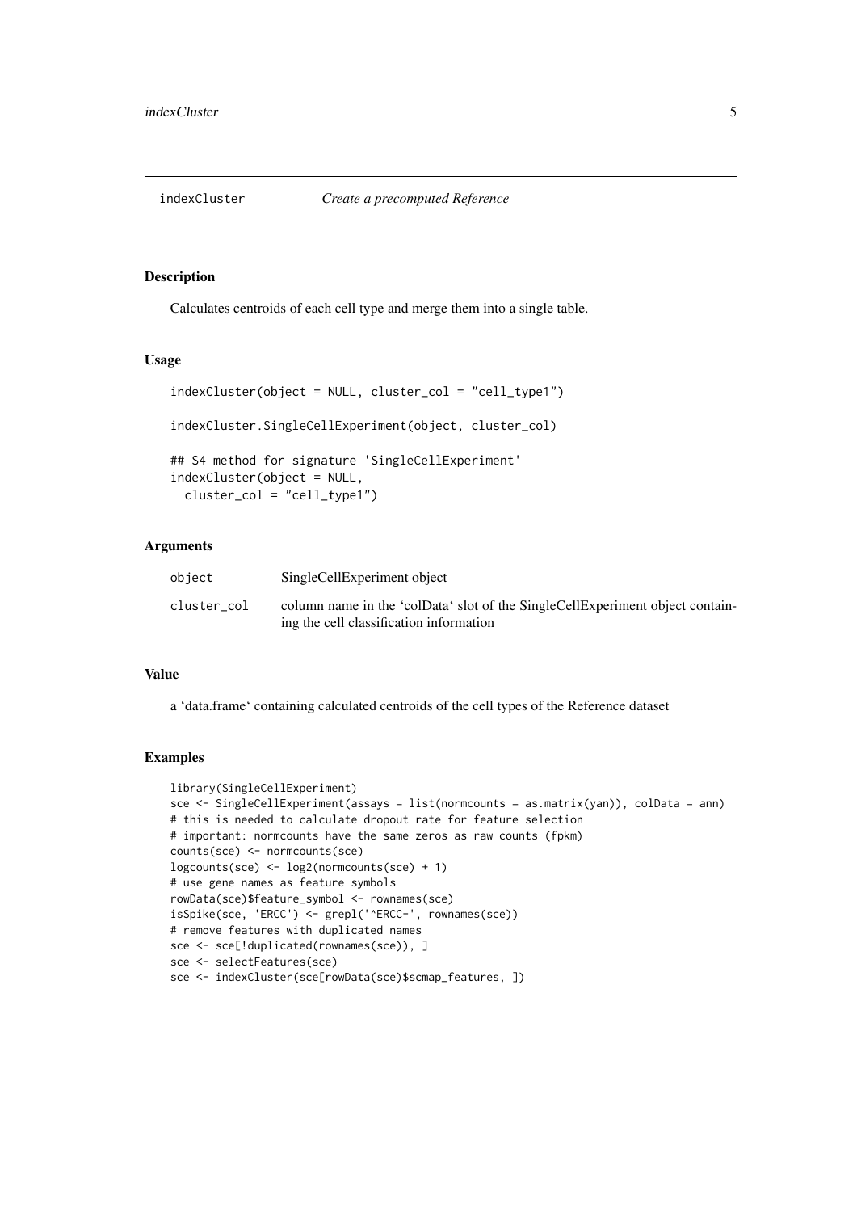## indexCluster — *Create a precomputed Reference*

### Description

Calculates centroids of each cell type and merge them into a single table.

### Usage

```
indexCluster(object = NULL, cluster_col = "cell_type1")

indexCluster.SingleCellExperiment(object, cluster_col)

## S4 method for signature 'SingleCellExperiment'
indexCluster(object = NULL,
  cluster_col = "cell_type1")
```

### Arguments

| | |
|---|---|
| object | SingleCellExperiment object |
| cluster_col | column name in the 'colData' slot of the SingleCellExperiment object containing the cell classification information |

### Value

a 'data.frame' containing calculated centroids of the cell types of the Reference dataset

### Examples

```
library(SingleCellExperiment)
sce <- SingleCellExperiment(assays = list(normcounts = as.matrix(yan)), colData = ann)
# this is needed to calculate dropout rate for feature selection
# important: normcounts have the same zeros as raw counts (fpkm)
counts(sce) <- normcounts(sce)
logcounts(sce) <- log2(normcounts(sce) + 1)
# use gene names as feature symbols
rowData(sce)$feature_symbol <- rownames(sce)
isSpike(sce, 'ERCC') <- grepl('^ERCC-', rownames(sce))
# remove features with duplicated names
sce <- sce[!duplicated(rownames(sce)), ]
sce <- selectFeatures(sce)
sce <- indexCluster(sce[rowData(sce)$scmap_features, ])
```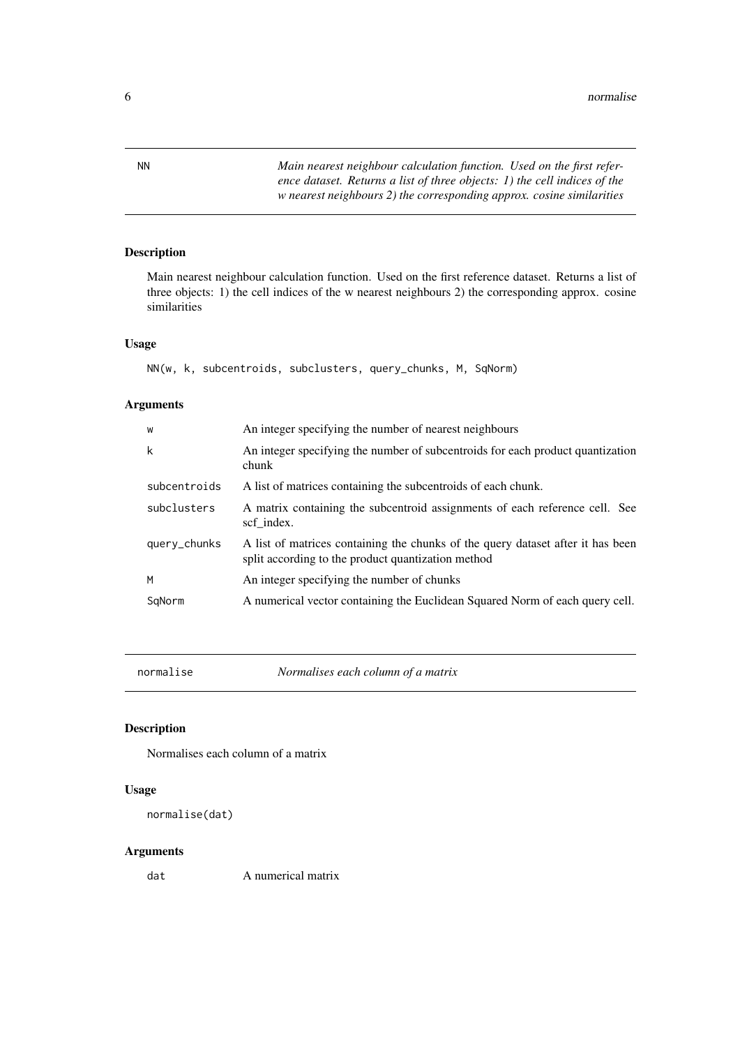## NN — *Main nearest neighbour calculation function. Used on the first reference dataset. Returns a list of three objects: 1) the cell indices of the w nearest neighbours 2) the corresponding approx. cosine similarities*

### Description

Main nearest neighbour calculation function. Used on the first reference dataset. Returns a list of three objects: 1) the cell indices of the w nearest neighbours 2) the corresponding approx. cosine similarities

### Usage

```
NN(w, k, subcentroids, subclusters, query_chunks, M, SqNorm)
```

### Arguments

| | |
|---|---|
| `w` | An integer specifying the number of nearest neighbours |
| `k` | An integer specifying the number of subcentroids for each product quantization chunk |
| `subcentroids` | A list of matrices containing the subcentroids of each chunk. |
| `subclusters` | A matrix containing the subcentroid assignments of each reference cell. See scf_index. |
| `query_chunks` | A list of matrices containing the chunks of the query dataset after it has been split according to the product quantization method |
| `M` | An integer specifying the number of chunks |
| `SqNorm` | A numerical vector containing the Euclidean Squared Norm of each query cell. |

## normalise — *Normalises each column of a matrix*

### Description

Normalises each column of a matrix

### Usage

```
normalise(dat)
```

### Arguments

| | |
|---|---|
| `dat` | A numerical matrix |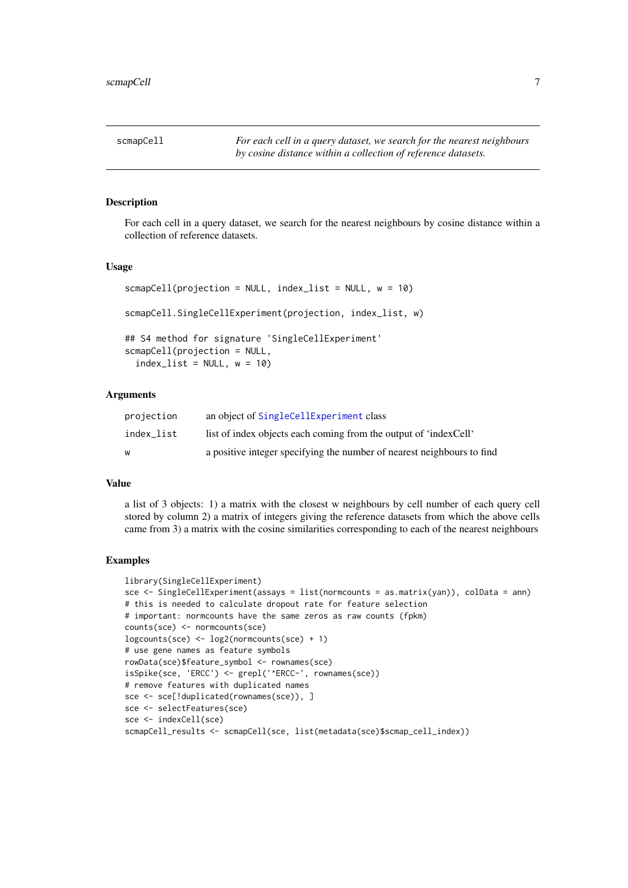## scmapCell

*For each cell in a query dataset, we search for the nearest neighbours by cosine distance within a collection of reference datasets.*

### Description

For each cell in a query dataset, we search for the nearest neighbours by cosine distance within a collection of reference datasets.

### Usage

```
scmapCell(projection = NULL, index_list = NULL, w = 10)

scmapCell.SingleCellExperiment(projection, index_list, w)

## S4 method for signature 'SingleCellExperiment'
scmapCell(projection = NULL,
  index_list = NULL, w = 10)
```

### Arguments

| | |
|---|---|
| projection | an object of SingleCellExperiment class |
| index_list | list of index objects each coming from the output of 'indexCell' |
| w | a positive integer specifying the number of nearest neighbours to find |

### Value

a list of 3 objects: 1) a matrix with the closest w neighbours by cell number of each query cell stored by column 2) a matrix of integers giving the reference datasets from which the above cells came from 3) a matrix with the cosine similarities corresponding to each of the nearest neighbours

### Examples

```
library(SingleCellExperiment)
sce <- SingleCellExperiment(assays = list(normcounts = as.matrix(yan)), colData = ann)
# this is needed to calculate dropout rate for feature selection
# important: normcounts have the same zeros as raw counts (fpkm)
counts(sce) <- normcounts(sce)
logcounts(sce) <- log2(normcounts(sce) + 1)
# use gene names as feature symbols
rowData(sce)$feature_symbol <- rownames(sce)
isSpike(sce, 'ERCC') <- grepl('^ERCC-', rownames(sce))
# remove features with duplicated names
sce <- sce[!duplicated(rownames(sce)), ]
sce <- selectFeatures(sce)
sce <- indexCell(sce)
scmapCell_results <- scmapCell(sce, list(metadata(sce)$scmap_cell_index))
```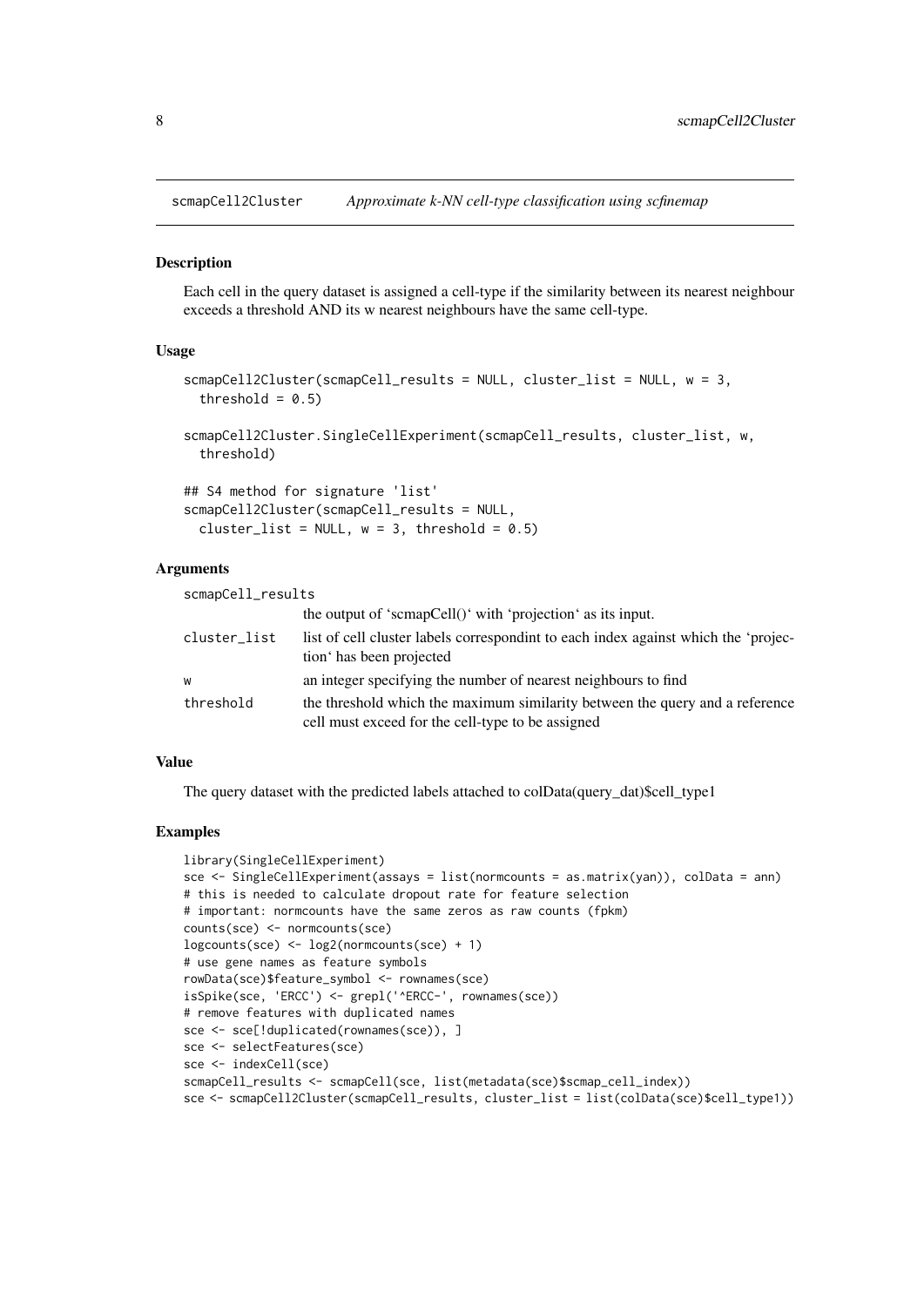## scmapCell2Cluster — *Approximate k-NN cell-type classification using scfinemap*

### Description

Each cell in the query dataset is assigned a cell-type if the similarity between its nearest neighbour exceeds a threshold AND its w nearest neighbours have the same cell-type.

### Usage

```
scmapCell2Cluster(scmapCell_results = NULL, cluster_list = NULL, w = 3,
  threshold = 0.5)

scmapCell2Cluster.SingleCellExperiment(scmapCell_results, cluster_list, w,
  threshold)

## S4 method for signature 'list'
scmapCell2Cluster(scmapCell_results = NULL,
  cluster_list = NULL, w = 3, threshold = 0.5)
```

### Arguments

| | |
|---|---|
| `scmapCell_results` | the output of 'scmapCell()' with 'projection' as its input. |
| `cluster_list` | list of cell cluster labels correspondint to each index against which the 'projection' has been projected |
| `w` | an integer specifying the number of nearest neighbours to find |
| `threshold` | the threshold which the maximum similarity between the query and a reference cell must exceed for the cell-type to be assigned |

### Value

The query dataset with the predicted labels attached to colData(query_dat)$cell_type1

### Examples

```
library(SingleCellExperiment)
sce <- SingleCellExperiment(assays = list(normcounts = as.matrix(yan)), colData = ann)
# this is needed to calculate dropout rate for feature selection
# important: normcounts have the same zeros as raw counts (fpkm)
counts(sce) <- normcounts(sce)
logcounts(sce) <- log2(normcounts(sce) + 1)
# use gene names as feature symbols
rowData(sce)$feature_symbol <- rownames(sce)
isSpike(sce, 'ERCC') <- grepl('^ERCC-', rownames(sce))
# remove features with duplicated names
sce <- sce[!duplicated(rownames(sce)), ]
sce <- selectFeatures(sce)
sce <- indexCell(sce)
scmapCell_results <- scmapCell(sce, list(metadata(sce)$scmap_cell_index))
sce <- scmapCell2Cluster(scmapCell_results, cluster_list = list(colData(sce)$cell_type1))
```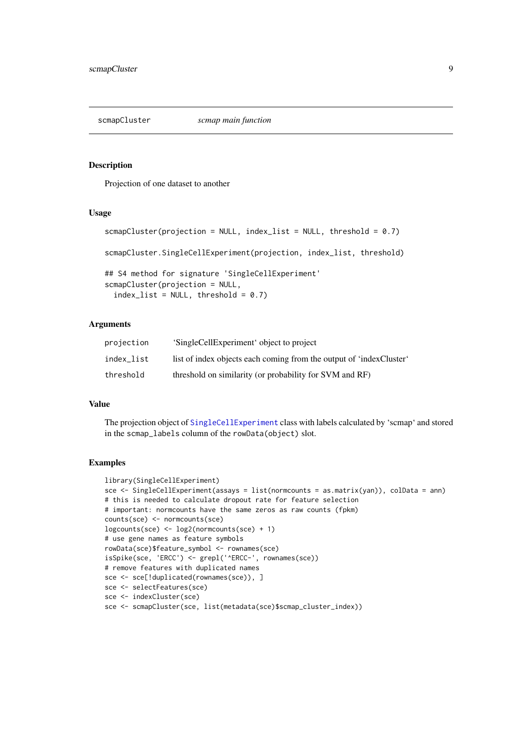## scmapCluster *scmap main function*

### Description

Projection of one dataset to another

### Usage

```
scmapCluster(projection = NULL, index_list = NULL, threshold = 0.7)

scmapCluster.SingleCellExperiment(projection, index_list, threshold)

## S4 method for signature 'SingleCellExperiment'
scmapCluster(projection = NULL,
  index_list = NULL, threshold = 0.7)
```

### Arguments

| | |
|---|---|
| projection | 'SingleCellExperiment' object to project |
| index_list | list of index objects each coming from the output of 'indexCluster' |
| threshold | threshold on similarity (or probability for SVM and RF) |

### Value

The projection object of SingleCellExperiment class with labels calculated by 'scmap' and stored in the scmap_labels column of the rowData(object) slot.

### Examples

```
library(SingleCellExperiment)
sce <- SingleCellExperiment(assays = list(normcounts = as.matrix(yan)), colData = ann)
# this is needed to calculate dropout rate for feature selection
# important: normcounts have the same zeros as raw counts (fpkm)
counts(sce) <- normcounts(sce)
logcounts(sce) <- log2(normcounts(sce) + 1)
# use gene names as feature symbols
rowData(sce)$feature_symbol <- rownames(sce)
isSpike(sce, 'ERCC') <- grepl('^ERCC-', rownames(sce))
# remove features with duplicated names
sce <- sce[!duplicated(rownames(sce)), ]
sce <- selectFeatures(sce)
sce <- indexCluster(sce)
sce <- scmapCluster(sce, list(metadata(sce)$scmap_cluster_index))
```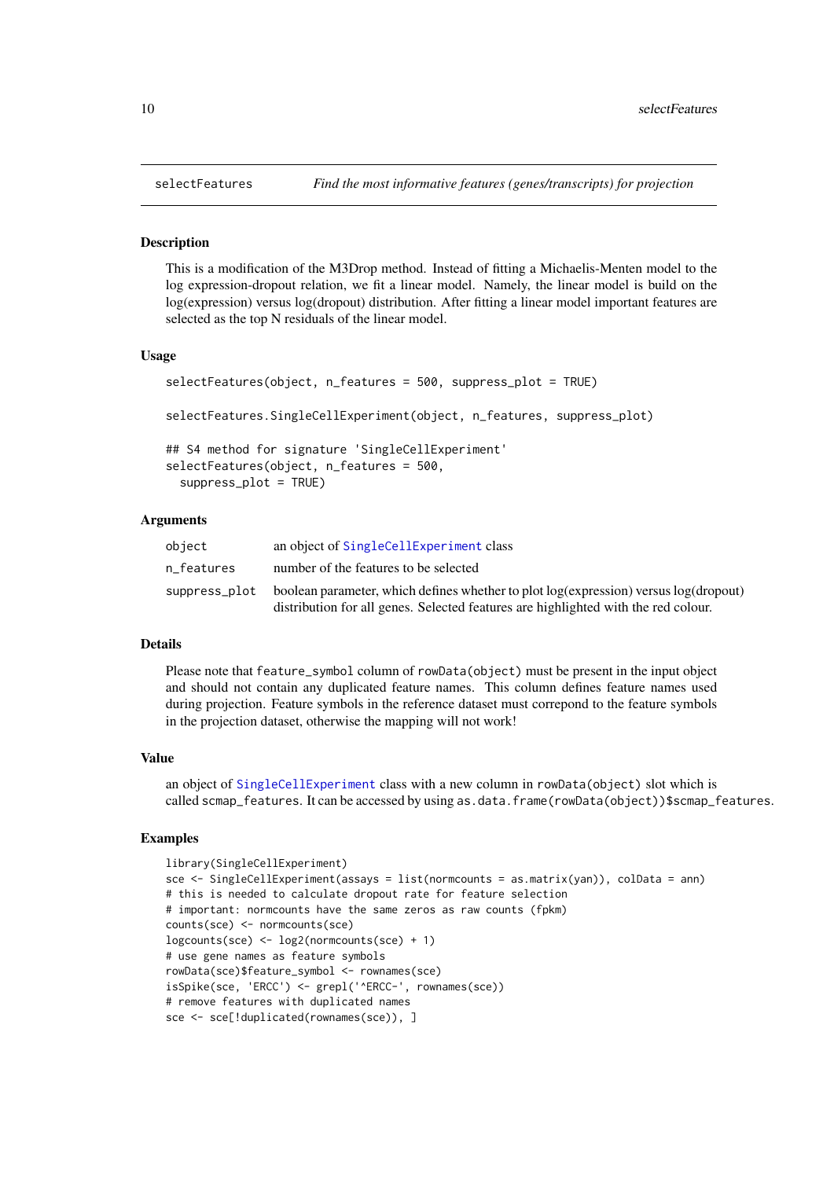## selectFeatures — *Find the most informative features (genes/transcripts) for projection*

### Description

This is a modification of the M3Drop method. Instead of fitting a Michaelis-Menten model to the log expression-dropout relation, we fit a linear model. Namely, the linear model is build on the log(expression) versus log(dropout) distribution. After fitting a linear model important features are selected as the top N residuals of the linear model.

### Usage

```
selectFeatures(object, n_features = 500, suppress_plot = TRUE)

selectFeatures.SingleCellExperiment(object, n_features, suppress_plot)

## S4 method for signature 'SingleCellExperiment'
selectFeatures(object, n_features = 500,
  suppress_plot = TRUE)
```

### Arguments

| | |
|---|---|
| object | an object of SingleCellExperiment class |
| n_features | number of the features to be selected |
| suppress_plot | boolean parameter, which defines whether to plot log(expression) versus log(dropout) distribution for all genes. Selected features are highlighted with the red colour. |

### Details

Please note that `feature_symbol` column of `rowData(object)` must be present in the input object and should not contain any duplicated feature names. This column defines feature names used during projection. Feature symbols in the reference dataset must correpond to the feature symbols in the projection dataset, otherwise the mapping will not work!

### Value

an object of SingleCellExperiment class with a new column in `rowData(object)` slot which is called `scmap_features`. It can be accessed by using `as.data.frame(rowData(object))$scmap_features`.

### Examples

```
library(SingleCellExperiment)
sce <- SingleCellExperiment(assays = list(normcounts = as.matrix(yan)), colData = ann)
# this is needed to calculate dropout rate for feature selection
# important: normcounts have the same zeros as raw counts (fpkm)
counts(sce) <- normcounts(sce)
logcounts(sce) <- log2(normcounts(sce) + 1)
# use gene names as feature symbols
rowData(sce)$feature_symbol <- rownames(sce)
isSpike(sce, 'ERCC') <- grepl('^ERCC-', rownames(sce))
# remove features with duplicated names
sce <- sce[!duplicated(rownames(sce)), ]
```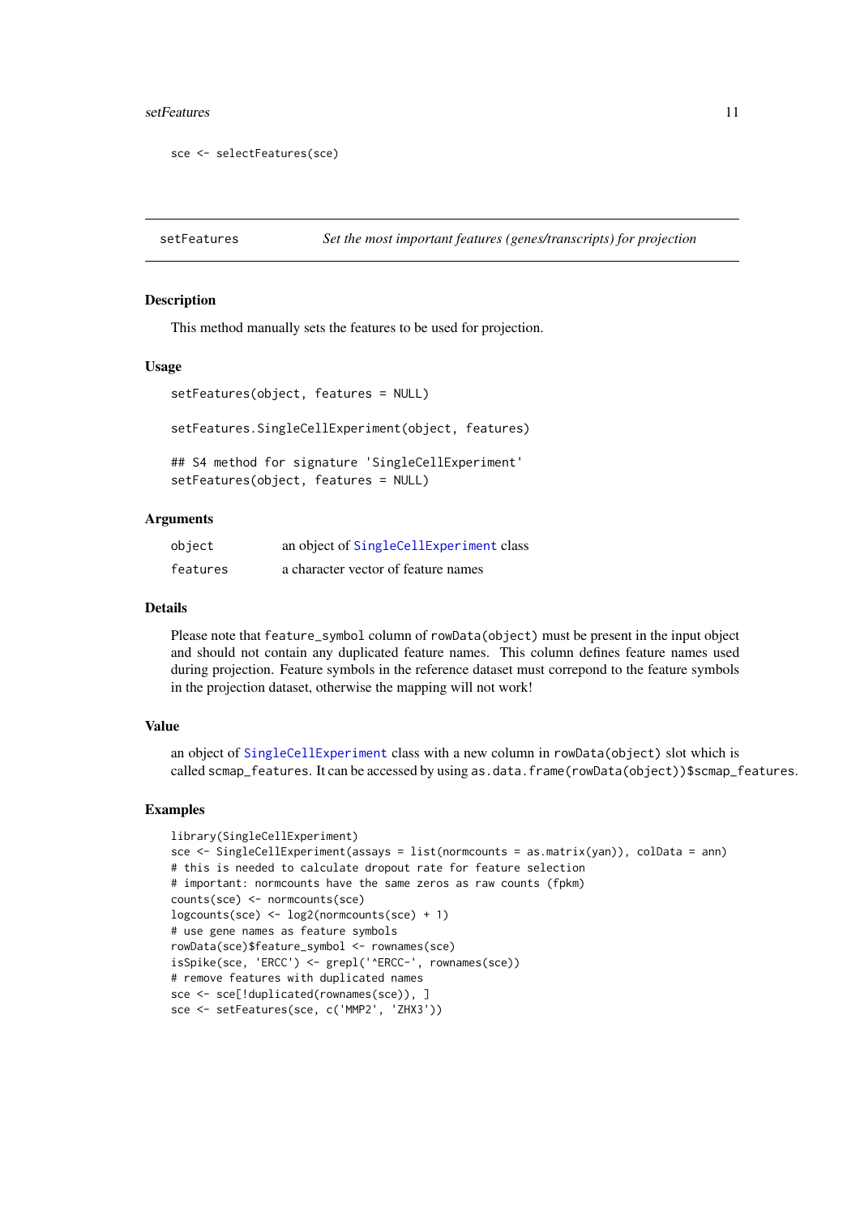```
sce <- selectFeatures(sce)
```

## setFeatures — *Set the most important features (genes/transcripts) for projection*

### Description

This method manually sets the features to be used for projection.

### Usage

```
setFeatures(object, features = NULL)

setFeatures.SingleCellExperiment(object, features)

## S4 method for signature 'SingleCellExperiment'
setFeatures(object, features = NULL)
```

### Arguments

| | |
|---|---|
| object | an object of SingleCellExperiment class |
| features | a character vector of feature names |

### Details

Please note that feature_symbol column of rowData(object) must be present in the input object and should not contain any duplicated feature names. This column defines feature names used during projection. Feature symbols in the reference dataset must correpond to the feature symbols in the projection dataset, otherwise the mapping will not work!

### Value

an object of SingleCellExperiment class with a new column in rowData(object) slot which is called scmap_features. It can be accessed by using as.data.frame(rowData(object))$scmap_features.

### Examples

```
library(SingleCellExperiment)
sce <- SingleCellExperiment(assays = list(normcounts = as.matrix(yan)), colData = ann)
# this is needed to calculate dropout rate for feature selection
# important: normcounts have the same zeros as raw counts (fpkm)
counts(sce) <- normcounts(sce)
logcounts(sce) <- log2(normcounts(sce) + 1)
# use gene names as feature symbols
rowData(sce)$feature_symbol <- rownames(sce)
isSpike(sce, 'ERCC') <- grepl('^ERCC-', rownames(sce))
# remove features with duplicated names
sce <- sce[!duplicated(rownames(sce)), ]
sce <- setFeatures(sce, c('MMP2', 'ZHX3'))
```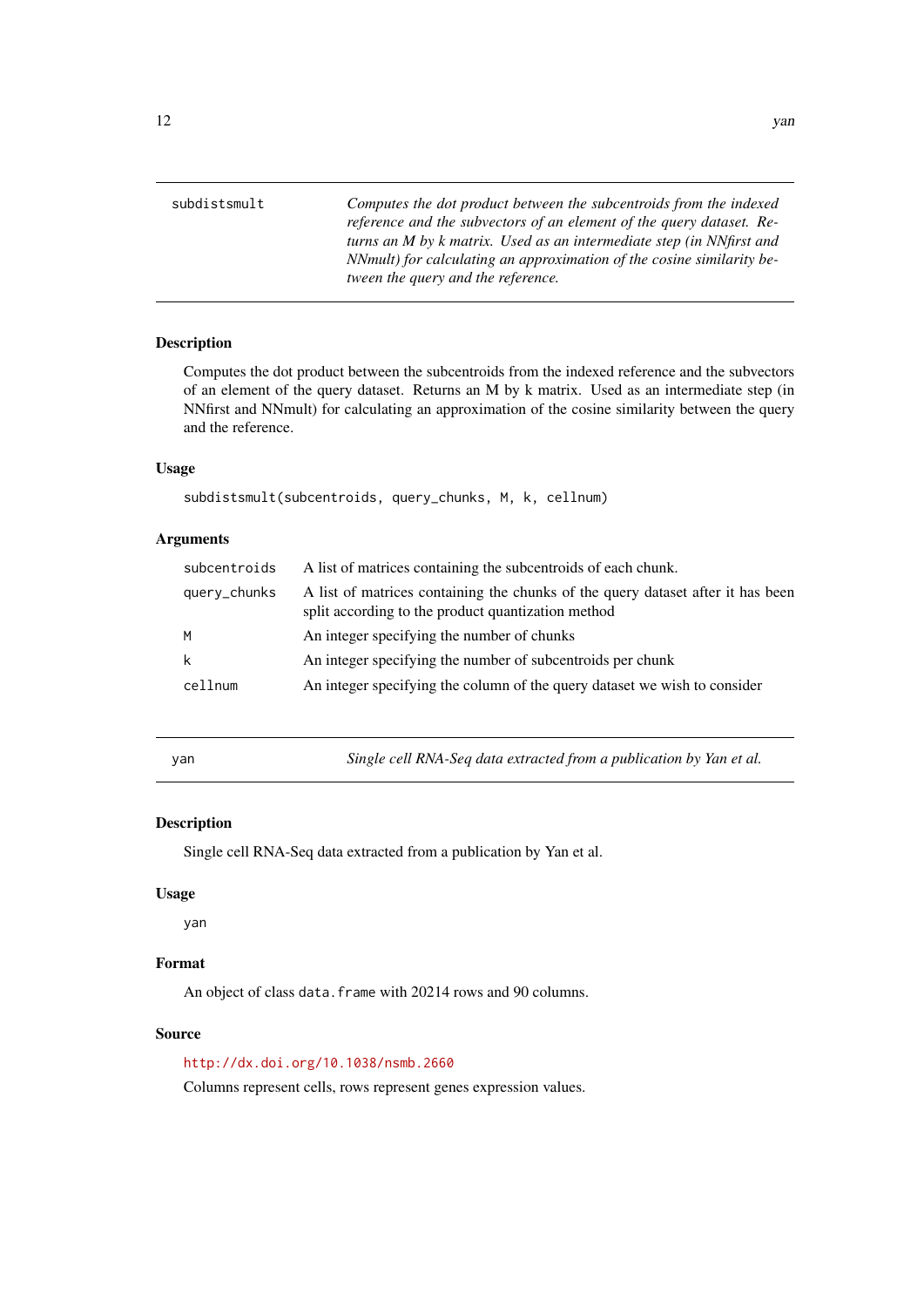## subdistsmult

*Computes the dot product between the subcentroids from the indexed reference and the subvectors of an element of the query dataset. Returns an M by k matrix. Used as an intermediate step (in NNfirst and NNmult) for calculating an approximation of the cosine similarity between the query and the reference.*

### Description

Computes the dot product between the subcentroids from the indexed reference and the subvectors of an element of the query dataset. Returns an M by k matrix. Used as an intermediate step (in NNfirst and NNmult) for calculating an approximation of the cosine similarity between the query and the reference.

### Usage

```
subdistsmult(subcentroids, query_chunks, M, k, cellnum)
```

### Arguments

| | |
|---|---|
| subcentroids | A list of matrices containing the subcentroids of each chunk. |
| query_chunks | A list of matrices containing the chunks of the query dataset after it has been split according to the product quantization method |
| M | An integer specifying the number of chunks |
| k | An integer specifying the number of subcentroids per chunk |
| cellnum | An integer specifying the column of the query dataset we wish to consider |

## yan

*Single cell RNA-Seq data extracted from a publication by Yan et al.*

### Description

Single cell RNA-Seq data extracted from a publication by Yan et al.

### Usage

```
yan
```

### Format

An object of class `data.frame` with 20214 rows and 90 columns.

### Source

http://dx.doi.org/10.1038/nsmb.2660

Columns represent cells, rows represent genes expression values.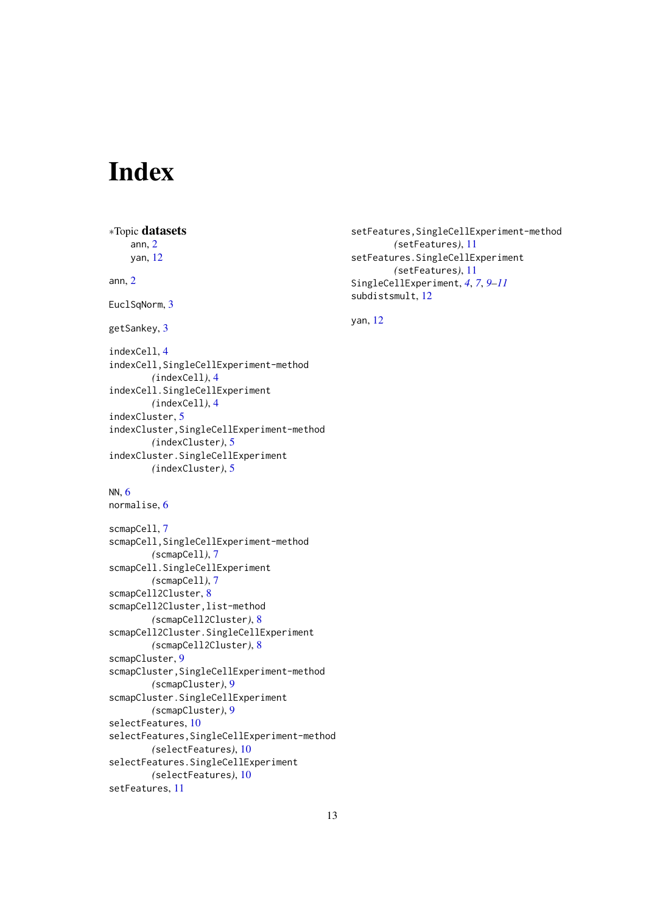# Index

∗Topic **datasets**
- ann, 2
- yan, 12

ann, 2

EuclSqNorm, 3

getSankey, 3

indexCell, 4
indexCell,SingleCellExperiment-method *(*indexCell*)*, 4
indexCell.SingleCellExperiment *(*indexCell*)*, 4
indexCluster, 5
indexCluster,SingleCellExperiment-method *(*indexCluster*)*, 5
indexCluster.SingleCellExperiment *(*indexCluster*)*, 5

NN, 6
normalise, 6

scmapCell, 7
scmapCell,SingleCellExperiment-method *(*scmapCell*)*, 7
scmapCell.SingleCellExperiment *(*scmapCell*)*, 7
scmapCell2Cluster, 8
scmapCell2Cluster,list-method *(*scmapCell2Cluster*)*, 8
scmapCell2Cluster.SingleCellExperiment *(*scmapCell2Cluster*)*, 8
scmapCluster, 9
scmapCluster,SingleCellExperiment-method *(*scmapCluster*)*, 9
scmapCluster.SingleCellExperiment *(*scmapCluster*)*, 9
selectFeatures, 10
selectFeatures,SingleCellExperiment-method *(*selectFeatures*)*, 10
selectFeatures.SingleCellExperiment *(*selectFeatures*)*, 10
setFeatures, 11
setFeatures,SingleCellExperiment-method *(*setFeatures*)*, 11
setFeatures.SingleCellExperiment *(*setFeatures*)*, 11
SingleCellExperiment, *4*, *7*, *9–11*
subdistsmult, 12

yan, 12